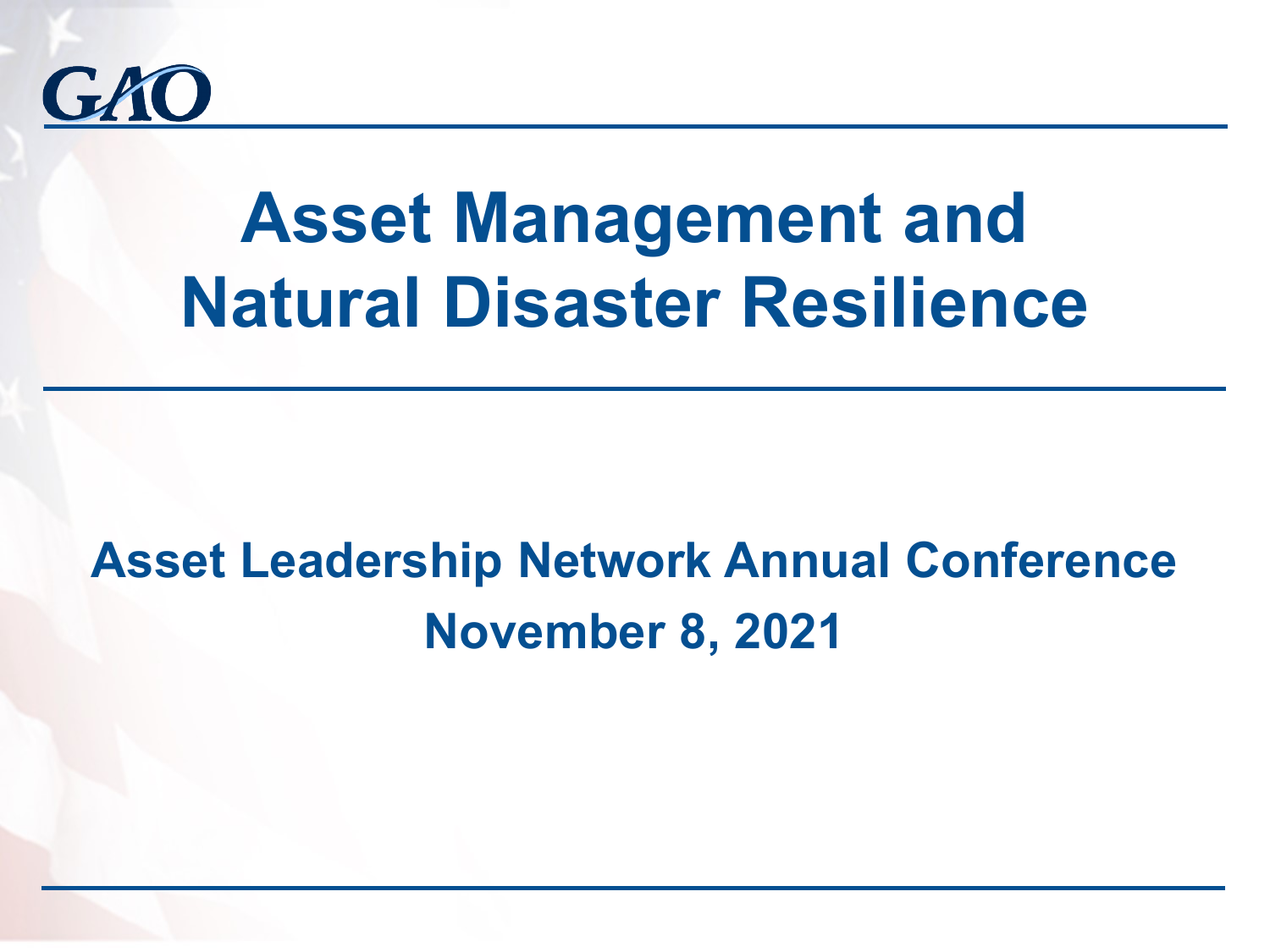GAO

# Asset Management and Natural Disaster Resilience

## Asset Leadership Network Annual Conference

## November 8, 2021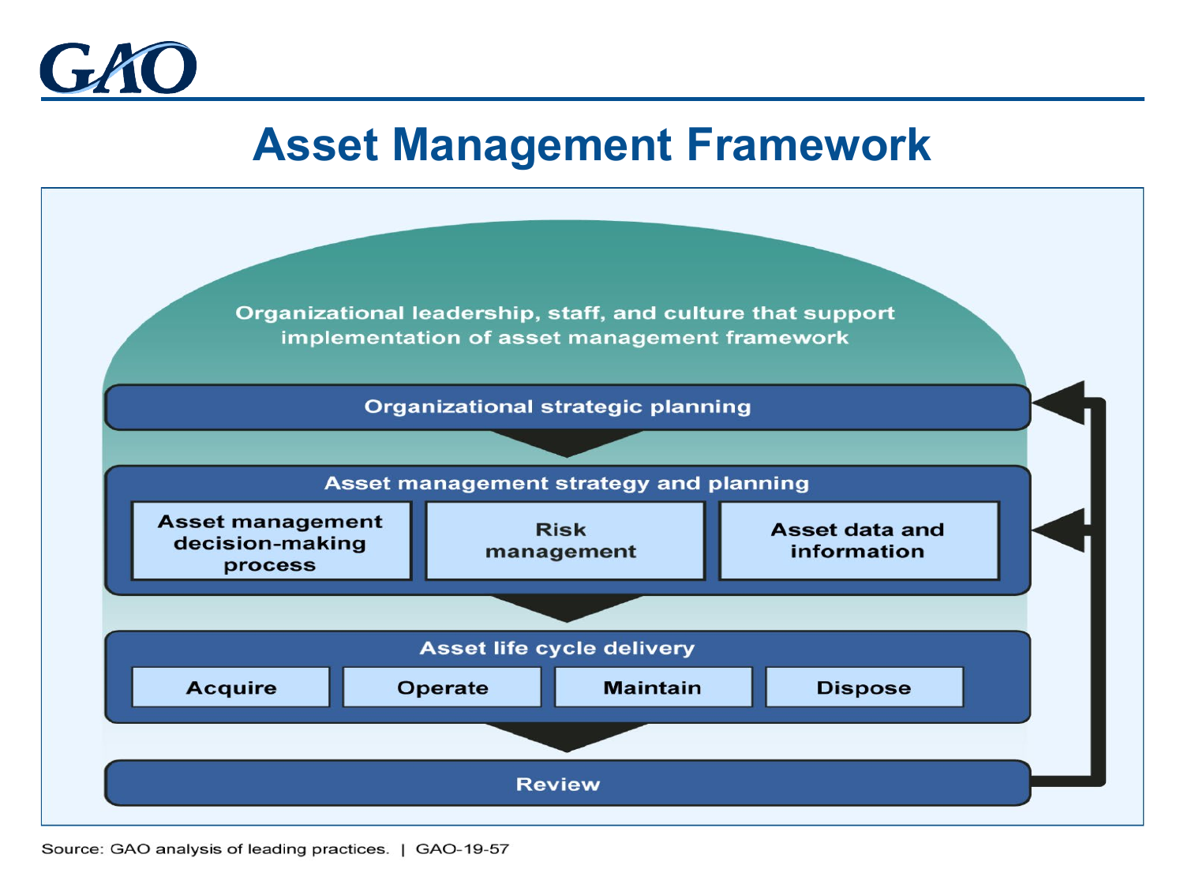# Asset Management Framework

Organizational leadership, staff, and culture that support implementation of asset management framework

**Organizational strategic planning**

**Asset management strategy and planning**

- Asset management decision-making process
- Risk management
- Asset data and information

**Asset life cycle delivery**

- Acquire
- Operate
- Maintain
- Dispose

**Review**

Source: GAO analysis of leading practices. | GAO-19-57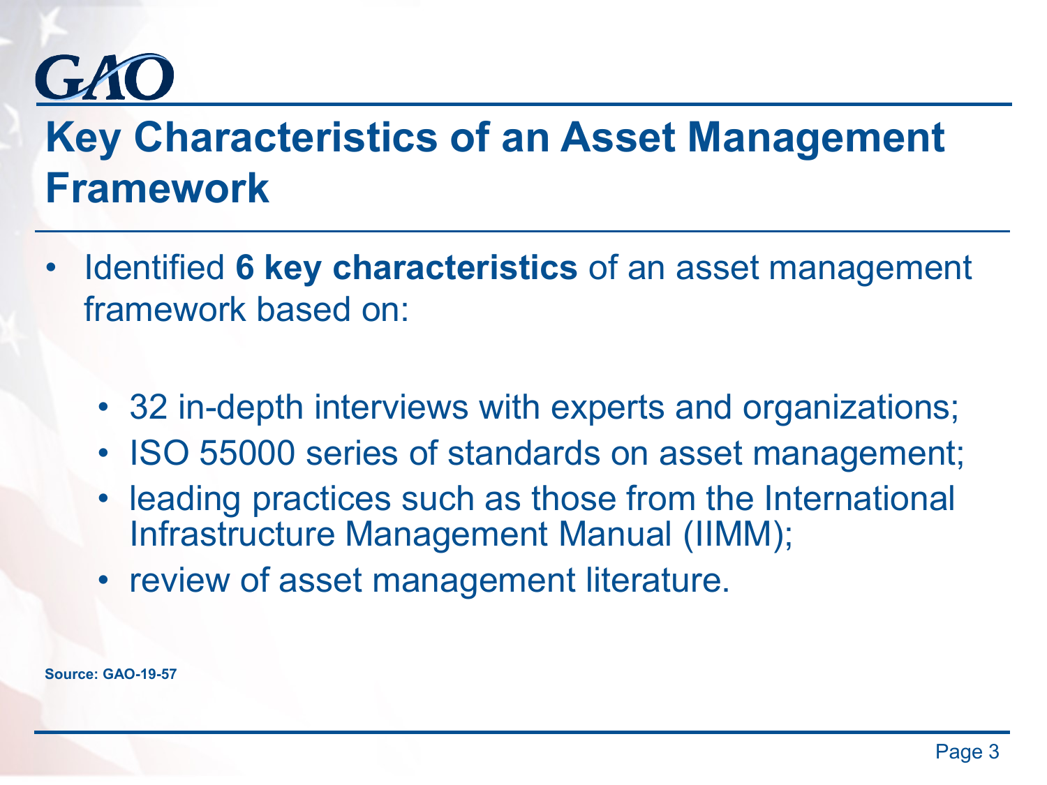# Key Characteristics of an Asset Management Framework

- Identified **6 key characteristics** of an asset management framework based on:
  - 32 in-depth interviews with experts and organizations;
  - ISO 55000 series of standards on asset management;
  - leading practices such as those from the International Infrastructure Management Manual (IIMM);
  - review of asset management literature.

**Source: GAO-19-57**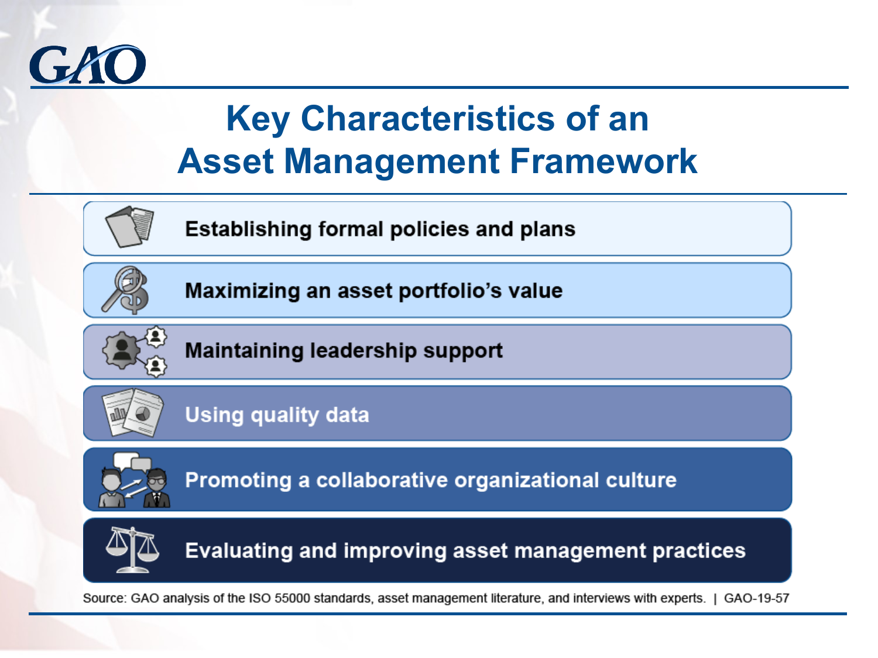# Key Characteristics of an Asset Management Framework

- Establishing formal policies and plans
- Maximizing an asset portfolio's value
- Maintaining leadership support
- Using quality data
- Promoting a collaborative organizational culture
- Evaluating and improving asset management practices

Source: GAO analysis of the ISO 55000 standards, asset management literature, and interviews with experts. | GAO-19-57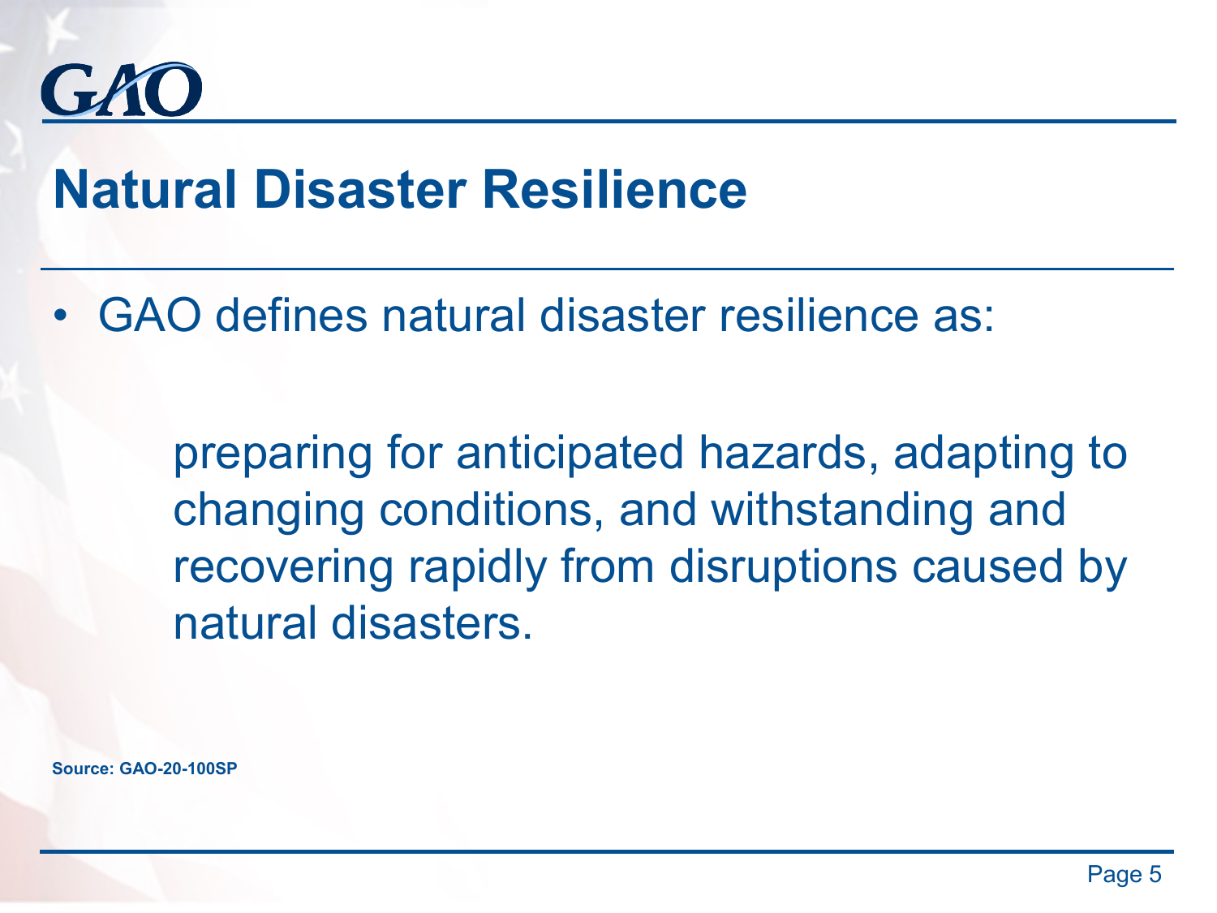# Natural Disaster Resilience

- GAO defines natural disaster resilience as:

  > preparing for anticipated hazards, adapting to changing conditions, and withstanding and recovering rapidly from disruptions caused by natural disasters.

**Source: GAO-20-100SP**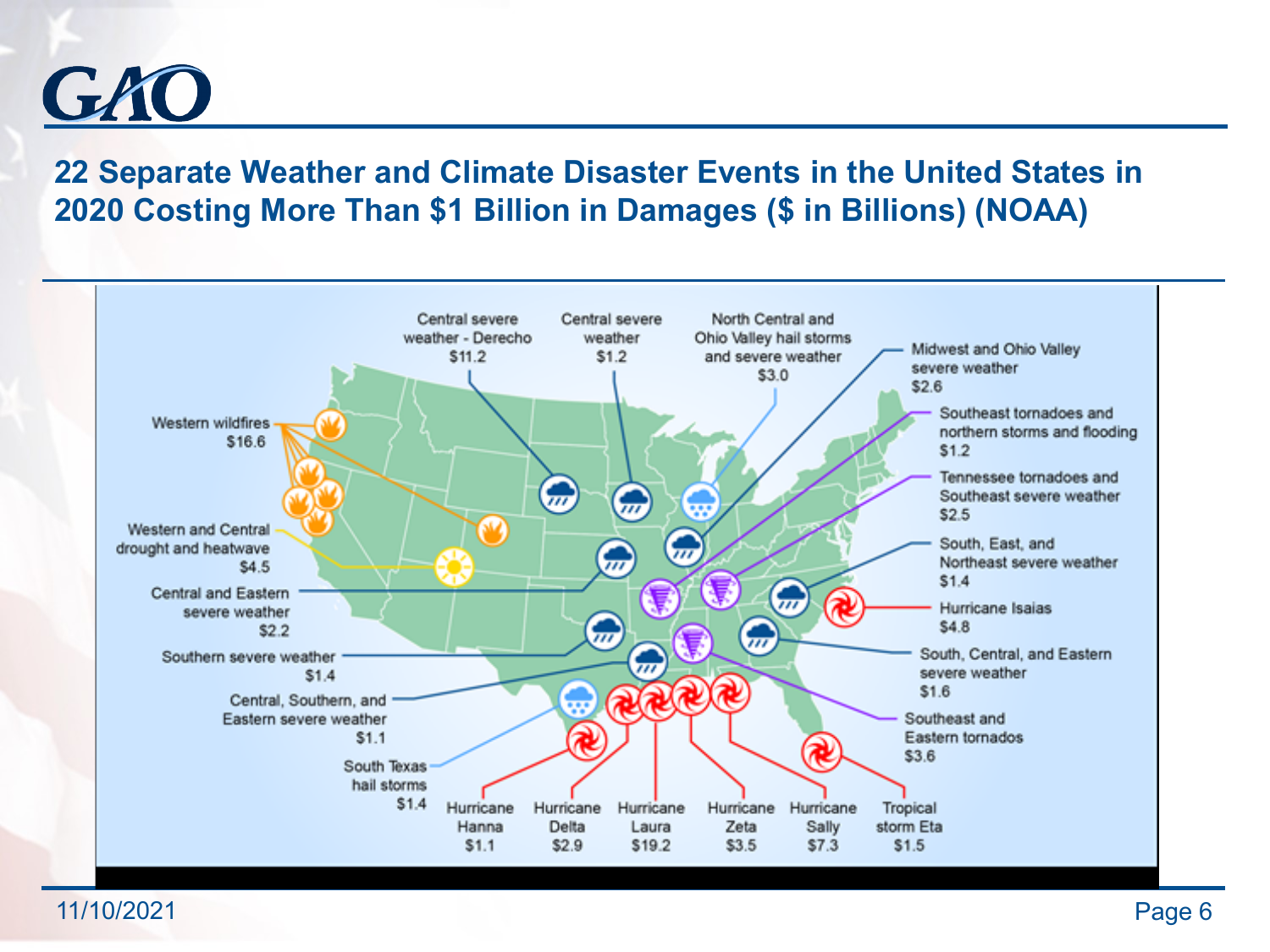## 22 Separate Weather and Climate Disaster Events in the United States in 2020 Costing More Than $1 Billion in Damages ($ in Billions) (NOAA)

Central severe weather - Derecho $11.2

Central severe weather $1.2

North Central and Ohio Valley hail storms and severe weather $3.0

Midwest and Ohio Valley severe weather $2.6

Southeast tornadoes and northern storms and flooding $1.2

Tennessee tornadoes and Southeast severe weather $2.5

South, East, and Northeast severe weather $1.4

Hurricane Isaias $4.8

South, Central, and Eastern severe weather $1.6

Southeast and Eastern tornados $3.6

Western wildfires $16.6

Western and Central drought and heatwave $4.5

Central and Eastern severe weather $2.2

Southern severe weather $1.4

Central, Southern, and Eastern severe weather $1.1

South Texas hail storms $1.4

Hurricane Hanna $1.1

Hurricane Delta $2.9

Hurricane Laura $19.2

Hurricane Zeta $3.5

Hurricane Sally $7.3

Tropical storm Eta $1.5

11/10/2021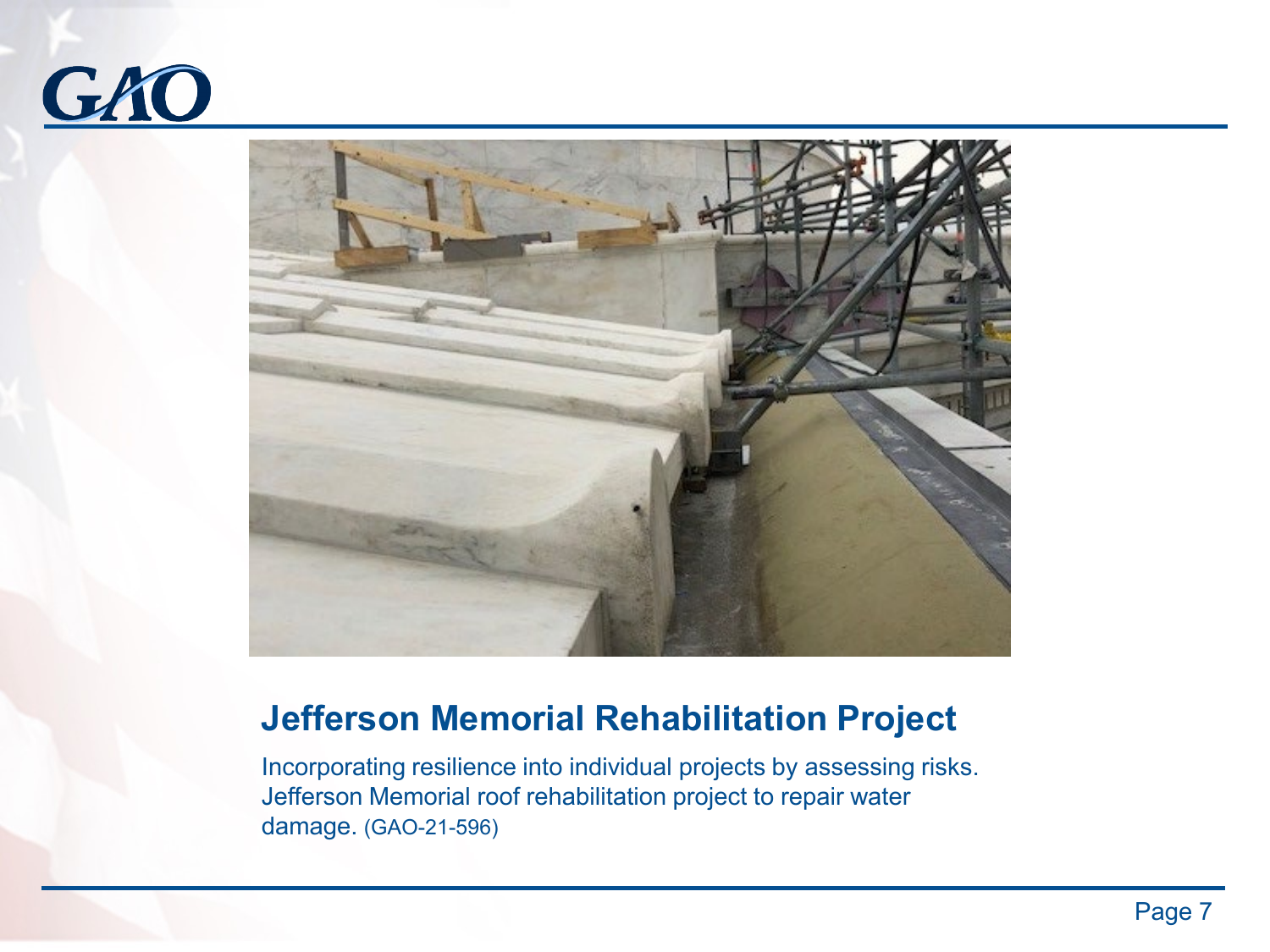## Jefferson Memorial Rehabilitation Project

Incorporating resilience into individual projects by assessing risks. Jefferson Memorial roof rehabilitation project to repair water damage. (GAO-21-596)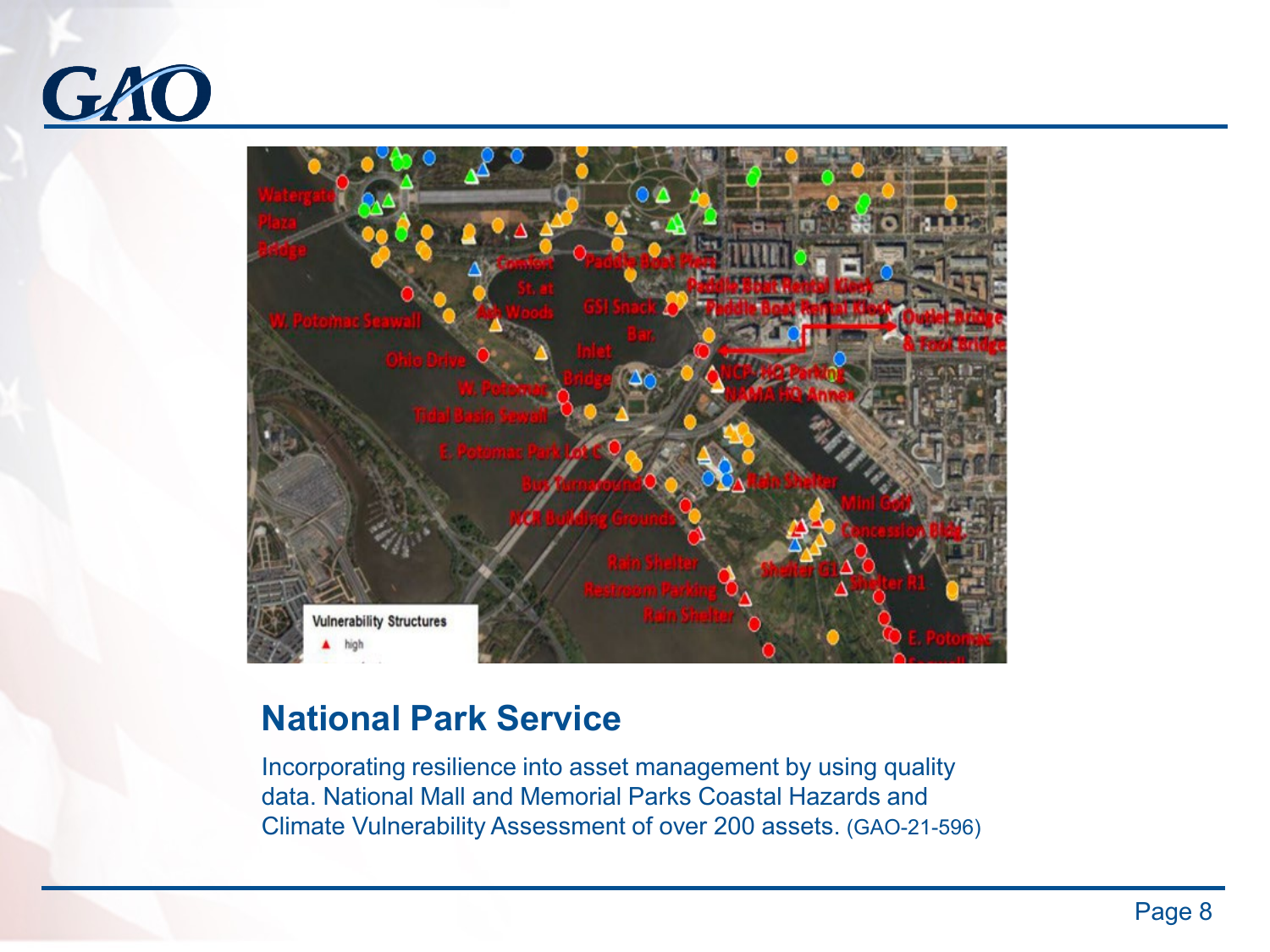## National Park Service

Incorporating resilience into asset management by using quality data. National Mall and Memorial Parks Coastal Hazards and Climate Vulnerability Assessment of over 200 assets. (GAO-21-596)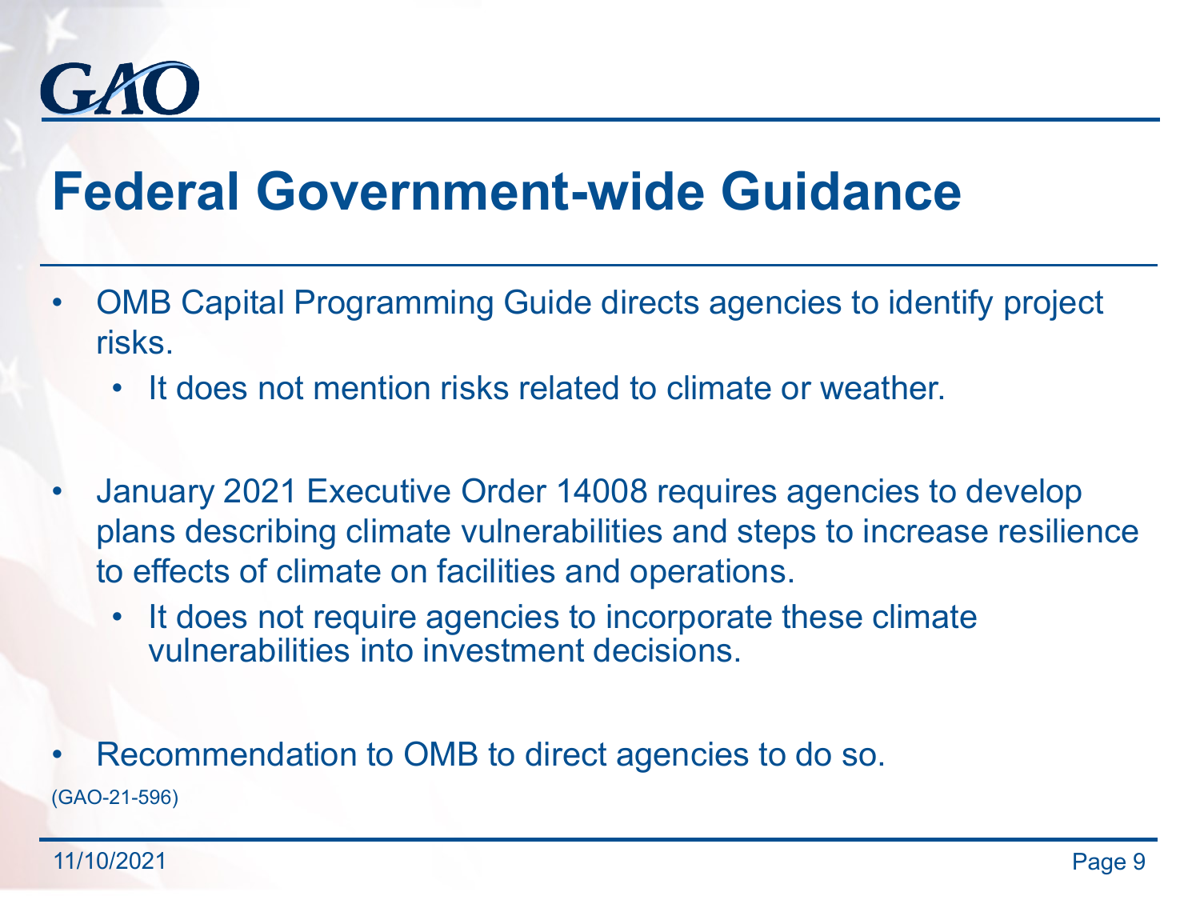# Federal Government-wide Guidance

- OMB Capital Programming Guide directs agencies to identify project risks.
  - It does not mention risks related to climate or weather.

- January 2021 Executive Order 14008 requires agencies to develop plans describing climate vulnerabilities and steps to increase resilience to effects of climate on facilities and operations.
  - It does not require agencies to incorporate these climate vulnerabilities into investment decisions.

- Recommendation to OMB to direct agencies to do so.

(GAO-21-596)